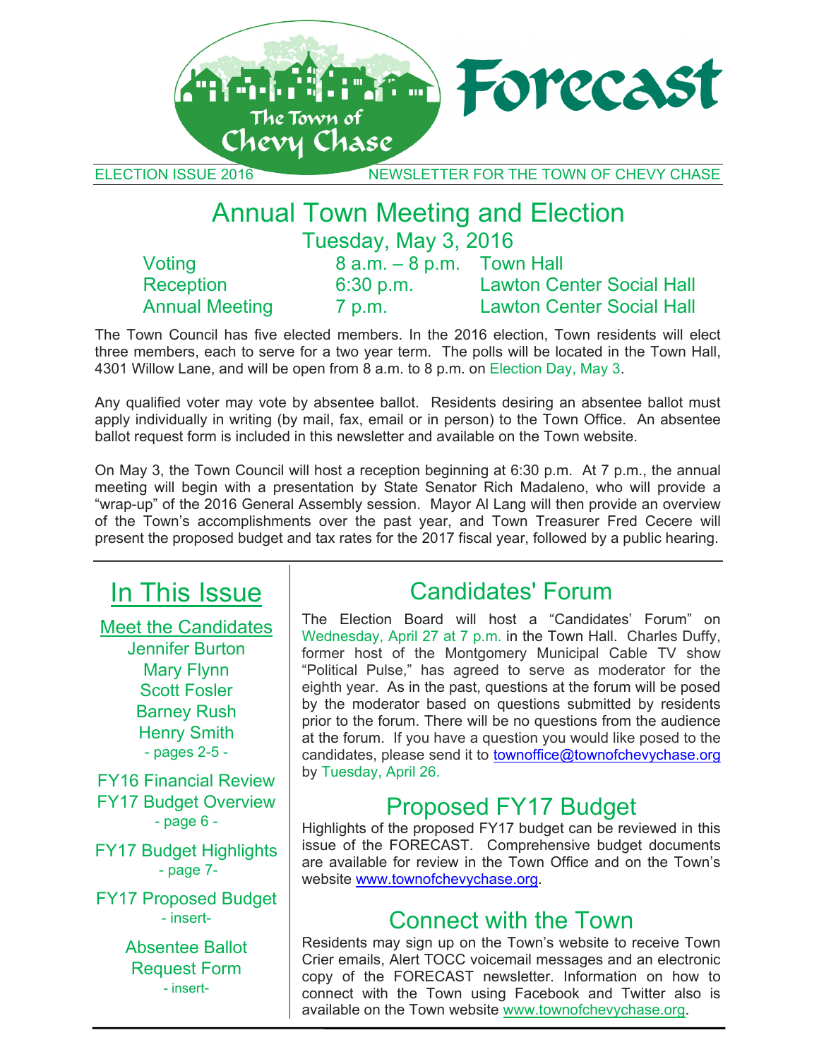# Forecast

The Town of Chevy Chase

ELECTION ISSUE 2016 — NEWSLETTER FOR THE TOWN OF CHEVY CHASE

## Annual Town Meeting and Election

### Tuesday, May 3, 2016

| | | |
|---|---|---|
| Voting | 8 a.m. – 8 p.m. | Town Hall |
| Reception | 6:30 p.m. | Lawton Center Social Hall |
| Annual Meeting | 7 p.m. | Lawton Center Social Hall |

The Town Council has five elected members. In the 2016 election, Town residents will elect three members, each to serve for a two year term. The polls will be located in the Town Hall, 4301 Willow Lane, and will be open from 8 a.m. to 8 p.m. on Election Day, May 3.

Any qualified voter may vote by absentee ballot. Residents desiring an absentee ballot must apply individually in writing (by mail, fax, email or in person) to the Town Office. An absentee ballot request form is included in this newsletter and available on the Town website.

On May 3, the Town Council will host a reception beginning at 6:30 p.m. At 7 p.m., the annual meeting will begin with a presentation by State Senator Rich Madaleno, who will provide a "wrap-up" of the 2016 General Assembly session. Mayor Al Lang will then provide an overview of the Town's accomplishments over the past year, and Town Treasurer Fred Cecere will present the proposed budget and tax rates for the 2017 fiscal year, followed by a public hearing.

## In This Issue

Meet the Candidates
- Jennifer Burton
- Mary Flynn
- Scott Fosler
- Barney Rush
- Henry Smith
- pages 2-5 -

FY16 Financial Review
FY17 Budget Overview
- page 6 -

FY17 Budget Highlights
- page 7-

FY17 Proposed Budget
- insert-

Absentee Ballot Request Form
- insert-

## Candidates' Forum

The Election Board will host a "Candidates' Forum" on Wednesday, April 27 at 7 p.m. in the Town Hall. Charles Duffy, former host of the Montgomery Municipal Cable TV show "Political Pulse," has agreed to serve as moderator for the eighth year. As in the past, questions at the forum will be posed by the moderator based on questions submitted by residents prior to the forum. There will be no questions from the audience at the forum. If you have a question you would like posed to the candidates, please send it to townoffice@townofchevychase.org by Tuesday, April 26.

## Proposed FY17 Budget

Highlights of the proposed FY17 budget can be reviewed in this issue of the FORECAST. Comprehensive budget documents are available for review in the Town Office and on the Town's website www.townofchevychase.org.

## Connect with the Town

Residents may sign up on the Town's website to receive Town Crier emails, Alert TOCC voicemail messages and an electronic copy of the FORECAST newsletter. Information on how to connect with the Town using Facebook and Twitter also is available on the Town website www.townofchevychase.org.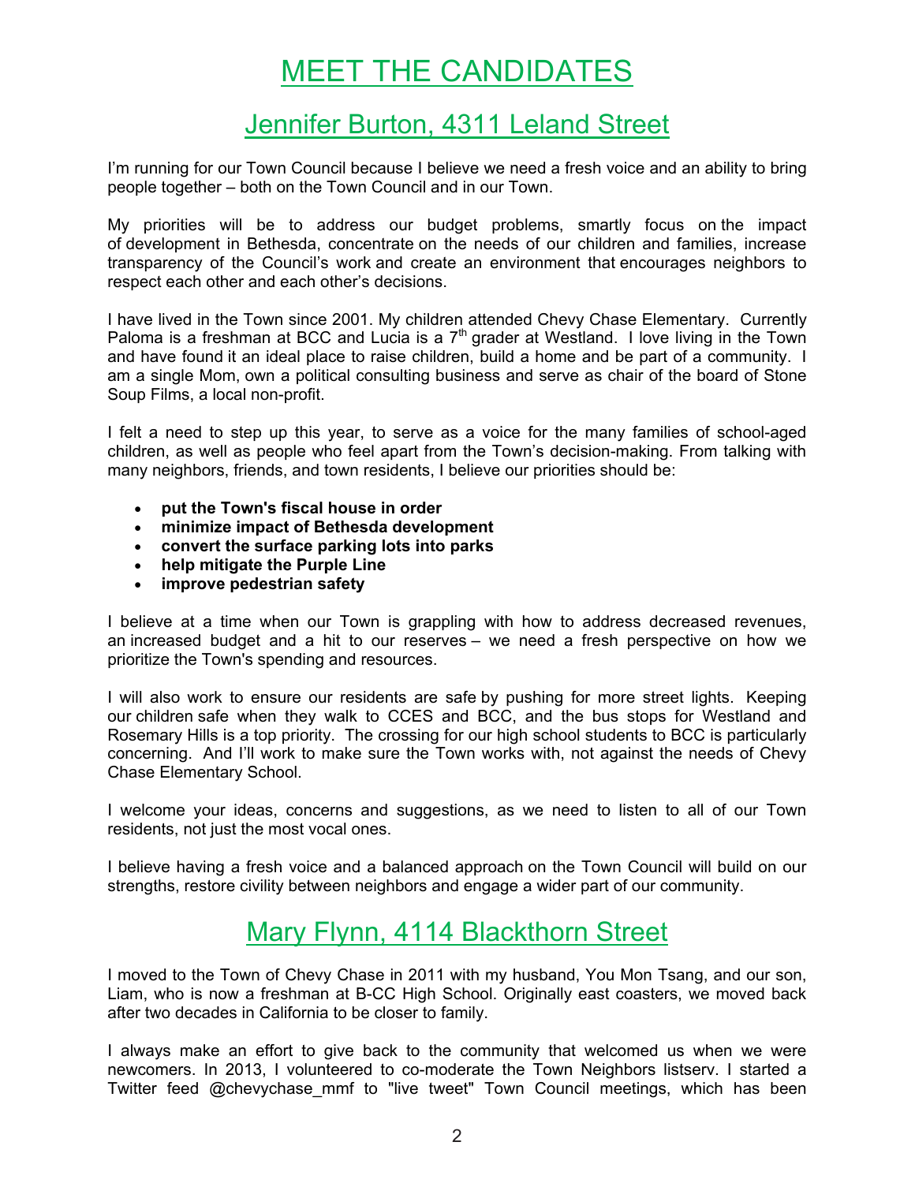# MEET THE CANDIDATES

## Jennifer Burton, 4311 Leland Street

I'm running for our Town Council because I believe we need a fresh voice and an ability to bring people together – both on the Town Council and in our Town.

My priorities will be to address our budget problems, smartly focus on the impact of development in Bethesda, concentrate on the needs of our children and families, increase transparency of the Council's work and create an environment that encourages neighbors to respect each other and each other's decisions.

I have lived in the Town since 2001. My children attended Chevy Chase Elementary. Currently Paloma is a freshman at BCC and Lucia is a 7th grader at Westland. I love living in the Town and have found it an ideal place to raise children, build a home and be part of a community. I am a single Mom, own a political consulting business and serve as chair of the board of Stone Soup Films, a local non-profit.

I felt a need to step up this year, to serve as a voice for the many families of school-aged children, as well as people who feel apart from the Town's decision-making. From talking with many neighbors, friends, and town residents, I believe our priorities should be:

- **put the Town's fiscal house in order**
- **minimize impact of Bethesda development**
- **convert the surface parking lots into parks**
- **help mitigate the Purple Line**
- **improve pedestrian safety**

I believe at a time when our Town is grappling with how to address decreased revenues, an increased budget and a hit to our reserves – we need a fresh perspective on how we prioritize the Town's spending and resources.

I will also work to ensure our residents are safe by pushing for more street lights. Keeping our children safe when they walk to CCES and BCC, and the bus stops for Westland and Rosemary Hills is a top priority. The crossing for our high school students to BCC is particularly concerning. And I'll work to make sure the Town works with, not against the needs of Chevy Chase Elementary School.

I welcome your ideas, concerns and suggestions, as we need to listen to all of our Town residents, not just the most vocal ones.

I believe having a fresh voice and a balanced approach on the Town Council will build on our strengths, restore civility between neighbors and engage a wider part of our community.

## Mary Flynn, 4114 Blackthorn Street

I moved to the Town of Chevy Chase in 2011 with my husband, You Mon Tsang, and our son, Liam, who is now a freshman at B-CC High School. Originally east coasters, we moved back after two decades in California to be closer to family.

I always make an effort to give back to the community that welcomed us when we were newcomers. In 2013, I volunteered to co-moderate the Town Neighbors listserv. I started a Twitter feed @chevychase_mmf to "live tweet" Town Council meetings, which has been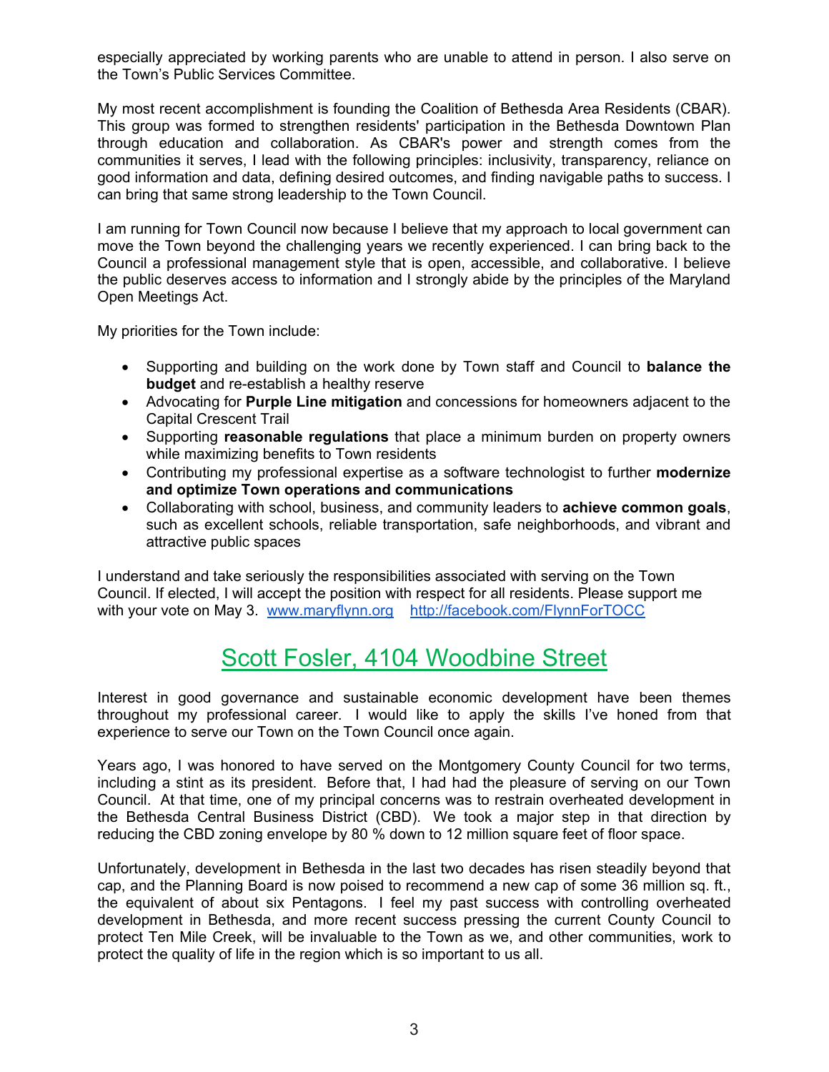especially appreciated by working parents who are unable to attend in person. I also serve on the Town's Public Services Committee.

My most recent accomplishment is founding the Coalition of Bethesda Area Residents (CBAR). This group was formed to strengthen residents' participation in the Bethesda Downtown Plan through education and collaboration. As CBAR's power and strength comes from the communities it serves, I lead with the following principles: inclusivity, transparency, reliance on good information and data, defining desired outcomes, and finding navigable paths to success. I can bring that same strong leadership to the Town Council.

I am running for Town Council now because I believe that my approach to local government can move the Town beyond the challenging years we recently experienced. I can bring back to the Council a professional management style that is open, accessible, and collaborative. I believe the public deserves access to information and I strongly abide by the principles of the Maryland Open Meetings Act.

My priorities for the Town include:

- Supporting and building on the work done by Town staff and Council to **balance the budget** and re-establish a healthy reserve
- Advocating for **Purple Line mitigation** and concessions for homeowners adjacent to the Capital Crescent Trail
- Supporting **reasonable regulations** that place a minimum burden on property owners while maximizing benefits to Town residents
- Contributing my professional expertise as a software technologist to further **modernize and optimize Town operations and communications**
- Collaborating with school, business, and community leaders to **achieve common goals**, such as excellent schools, reliable transportation, safe neighborhoods, and vibrant and attractive public spaces

I understand and take seriously the responsibilities associated with serving on the Town Council. If elected, I will accept the position with respect for all residents. Please support me with your vote on May 3. [www.maryflynn.org](http://www.maryflynn.org) [http://facebook.com/FlynnForTOCC](http://facebook.com/FlynnForTOCC)

## Scott Fosler, 4104 Woodbine Street

Interest in good governance and sustainable economic development have been themes throughout my professional career. I would like to apply the skills I've honed from that experience to serve our Town on the Town Council once again.

Years ago, I was honored to have served on the Montgomery County Council for two terms, including a stint as its president. Before that, I had had the pleasure of serving on our Town Council. At that time, one of my principal concerns was to restrain overheated development in the Bethesda Central Business District (CBD). We took a major step in that direction by reducing the CBD zoning envelope by 80 % down to 12 million square feet of floor space.

Unfortunately, development in Bethesda in the last two decades has risen steadily beyond that cap, and the Planning Board is now poised to recommend a new cap of some 36 million sq. ft., the equivalent of about six Pentagons. I feel my past success with controlling overheated development in Bethesda, and more recent success pressing the current County Council to protect Ten Mile Creek, will be invaluable to the Town as we, and other communities, work to protect the quality of life in the region which is so important to us all.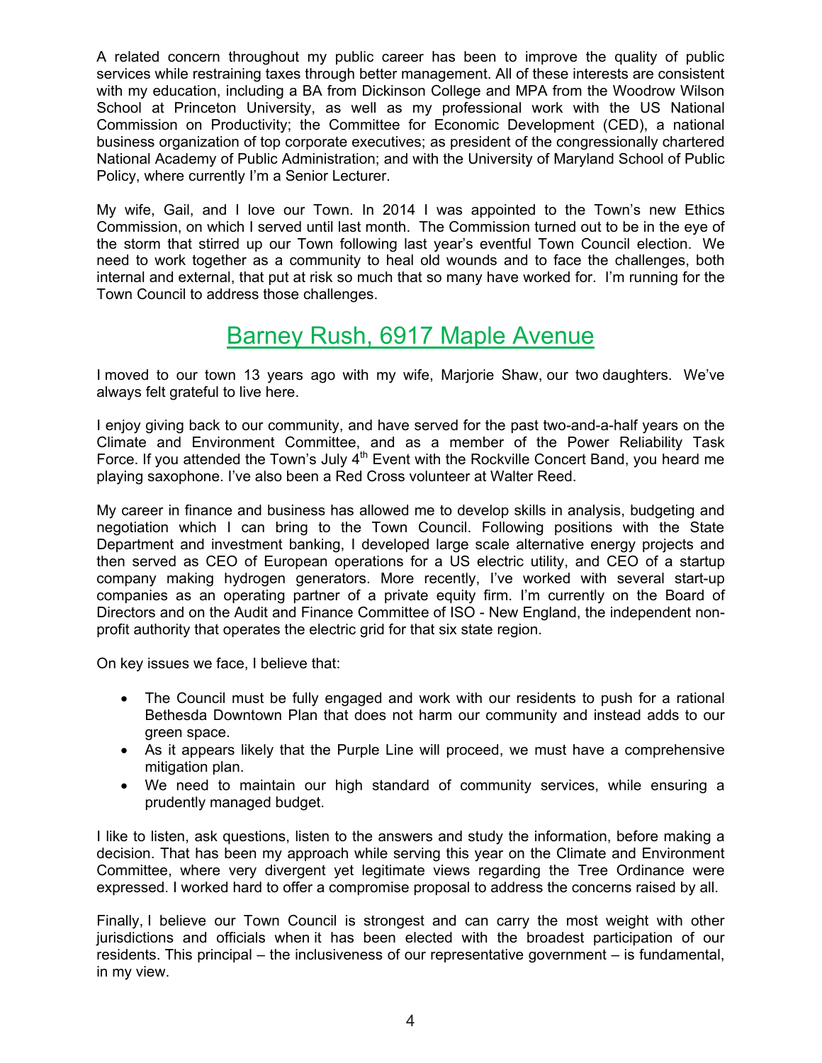A related concern throughout my public career has been to improve the quality of public services while restraining taxes through better management. All of these interests are consistent with my education, including a BA from Dickinson College and MPA from the Woodrow Wilson School at Princeton University, as well as my professional work with the US National Commission on Productivity; the Committee for Economic Development (CED), a national business organization of top corporate executives; as president of the congressionally chartered National Academy of Public Administration; and with the University of Maryland School of Public Policy, where currently I'm a Senior Lecturer.

My wife, Gail, and I love our Town. In 2014 I was appointed to the Town's new Ethics Commission, on which I served until last month. The Commission turned out to be in the eye of the storm that stirred up our Town following last year's eventful Town Council election. We need to work together as a community to heal old wounds and to face the challenges, both internal and external, that put at risk so much that so many have worked for. I'm running for the Town Council to address those challenges.

## Barney Rush, 6917 Maple Avenue

I moved to our town 13 years ago with my wife, Marjorie Shaw, our two daughters. We've always felt grateful to live here.

I enjoy giving back to our community, and have served for the past two-and-a-half years on the Climate and Environment Committee, and as a member of the Power Reliability Task Force. If you attended the Town's July 4th Event with the Rockville Concert Band, you heard me playing saxophone. I've also been a Red Cross volunteer at Walter Reed.

My career in finance and business has allowed me to develop skills in analysis, budgeting and negotiation which I can bring to the Town Council. Following positions with the State Department and investment banking, I developed large scale alternative energy projects and then served as CEO of European operations for a US electric utility, and CEO of a startup company making hydrogen generators. More recently, I've worked with several start-up companies as an operating partner of a private equity firm. I'm currently on the Board of Directors and on the Audit and Finance Committee of ISO - New England, the independent non-profit authority that operates the electric grid for that six state region.

On key issues we face, I believe that:

- The Council must be fully engaged and work with our residents to push for a rational Bethesda Downtown Plan that does not harm our community and instead adds to our green space.
- As it appears likely that the Purple Line will proceed, we must have a comprehensive mitigation plan.
- We need to maintain our high standard of community services, while ensuring a prudently managed budget.

I like to listen, ask questions, listen to the answers and study the information, before making a decision. That has been my approach while serving this year on the Climate and Environment Committee, where very divergent yet legitimate views regarding the Tree Ordinance were expressed. I worked hard to offer a compromise proposal to address the concerns raised by all.

Finally, I believe our Town Council is strongest and can carry the most weight with other jurisdictions and officials when it has been elected with the broadest participation of our residents. This principal – the inclusiveness of our representative government – is fundamental, in my view.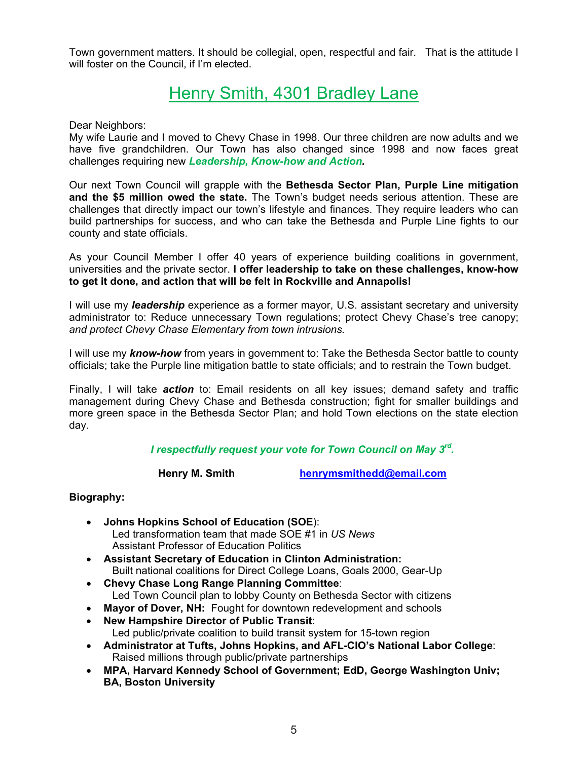Town government matters. It should be collegial, open, respectful and fair. That is the attitude I will foster on the Council, if I'm elected.

## Henry Smith, 4301 Bradley Lane

Dear Neighbors:
My wife Laurie and I moved to Chevy Chase in 1998. Our three children are now adults and we have five grandchildren. Our Town has also changed since 1998 and now faces great challenges requiring new ***Leadership, Know-how and Action.***

Our next Town Council will grapple with the **Bethesda Sector Plan, Purple Line mitigation and the $5 million owed the state.** The Town's budget needs serious attention. These are challenges that directly impact our town's lifestyle and finances. They require leaders who can build partnerships for success, and who can take the Bethesda and Purple Line fights to our county and state officials.

As your Council Member I offer 40 years of experience building coalitions in government, universities and the private sector. **I offer leadership to take on these challenges, know-how to get it done, and action that will be felt in Rockville and Annapolis!**

I will use my ***leadership*** experience as a former mayor, U.S. assistant secretary and university administrator to: Reduce unnecessary Town regulations; protect Chevy Chase's tree canopy; *and protect Chevy Chase Elementary from town intrusions.*

I will use my ***know-how*** from years in government to: Take the Bethesda Sector battle to county officials; take the Purple line mitigation battle to state officials; and to restrain the Town budget.

Finally, I will take ***action*** to: Email residents on all key issues; demand safety and traffic management during Chevy Chase and Bethesda construction; fight for smaller buildings and more green space in the Bethesda Sector Plan; and hold Town elections on the state election day.

***I respectfully request your vote for Town Council on May 3rd.***

**Henry M. Smith** henrymsmithedd@email.com

**Biography:**

- **Johns Hopkins School of Education (SOE**):
  Led transformation team that made SOE #1 in *US News*
  Assistant Professor of Education Politics
- **Assistant Secretary of Education in Clinton Administration:**
  Built national coalitions for Direct College Loans, Goals 2000, Gear-Up
- **Chevy Chase Long Range Planning Committee**:
  Led Town Council plan to lobby County on Bethesda Sector with citizens
- **Mayor of Dover, NH:** Fought for downtown redevelopment and schools
- **New Hampshire Director of Public Transit**:
  Led public/private coalition to build transit system for 15-town region
- **Administrator at Tufts, Johns Hopkins, and AFL-CIO's National Labor College**:
  Raised millions through public/private partnerships
- **MPA, Harvard Kennedy School of Government; EdD, George Washington Univ; BA, Boston University**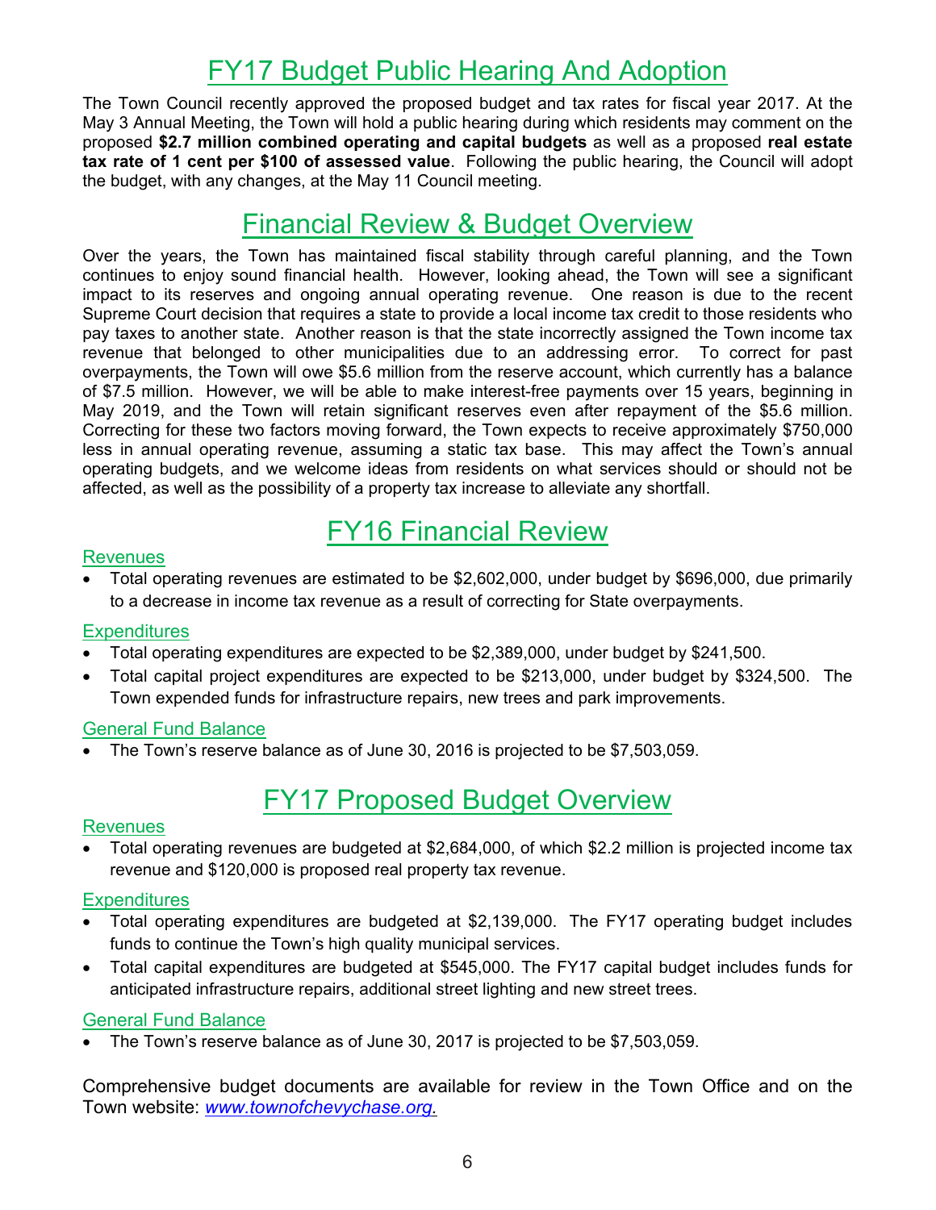# FY17 Budget Public Hearing And Adoption

The Town Council recently approved the proposed budget and tax rates for fiscal year 2017. At the May 3 Annual Meeting, the Town will hold a public hearing during which residents may comment on the proposed **$2.7 million combined operating and capital budgets** as well as a proposed **real estate tax rate of 1 cent per $100 of assessed value**. Following the public hearing, the Council will adopt the budget, with any changes, at the May 11 Council meeting.

# Financial Review & Budget Overview

Over the years, the Town has maintained fiscal stability through careful planning, and the Town continues to enjoy sound financial health. However, looking ahead, the Town will see a significant impact to its reserves and ongoing annual operating revenue. One reason is due to the recent Supreme Court decision that requires a state to provide a local income tax credit to those residents who pay taxes to another state. Another reason is that the state incorrectly assigned the Town income tax revenue that belonged to other municipalities due to an addressing error. To correct for past overpayments, the Town will owe $5.6 million from the reserve account, which currently has a balance of $7.5 million. However, we will be able to make interest-free payments over 15 years, beginning in May 2019, and the Town will retain significant reserves even after repayment of the $5.6 million. Correcting for these two factors moving forward, the Town expects to receive approximately $750,000 less in annual operating revenue, assuming a static tax base. This may affect the Town's annual operating budgets, and we welcome ideas from residents on what services should or should not be affected, as well as the possibility of a property tax increase to alleviate any shortfall.

# FY16 Financial Review

## Revenues

- Total operating revenues are estimated to be $2,602,000, under budget by $696,000, due primarily to a decrease in income tax revenue as a result of correcting for State overpayments.

## Expenditures

- Total operating expenditures are expected to be $2,389,000, under budget by $241,500.
- Total capital project expenditures are expected to be $213,000, under budget by $324,500. The Town expended funds for infrastructure repairs, new trees and park improvements.

## General Fund Balance

- The Town's reserve balance as of June 30, 2016 is projected to be $7,503,059.

# FY17 Proposed Budget Overview

## Revenues

- Total operating revenues are budgeted at $2,684,000, of which $2.2 million is projected income tax revenue and $120,000 is proposed real property tax revenue.

## Expenditures

- Total operating expenditures are budgeted at $2,139,000. The FY17 operating budget includes funds to continue the Town's high quality municipal services.
- Total capital expenditures are budgeted at $545,000. The FY17 capital budget includes funds for anticipated infrastructure repairs, additional street lighting and new street trees.

## General Fund Balance

- The Town's reserve balance as of June 30, 2017 is projected to be $7,503,059.

Comprehensive budget documents are available for review in the Town Office and on the Town website: *www.townofchevychase.org.*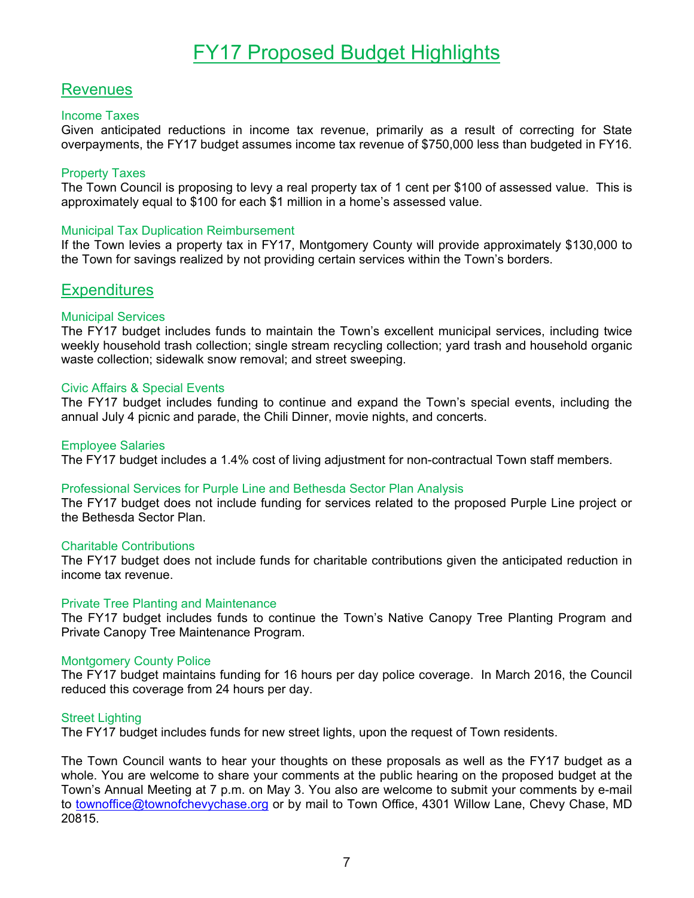# FY17 Proposed Budget Highlights

## Revenues

### Income Taxes

Given anticipated reductions in income tax revenue, primarily as a result of correcting for State overpayments, the FY17 budget assumes income tax revenue of $750,000 less than budgeted in FY16.

### Property Taxes

The Town Council is proposing to levy a real property tax of 1 cent per $100 of assessed value. This is approximately equal to $100 for each $1 million in a home's assessed value.

### Municipal Tax Duplication Reimbursement

If the Town levies a property tax in FY17, Montgomery County will provide approximately $130,000 to the Town for savings realized by not providing certain services within the Town's borders.

## Expenditures

### Municipal Services

The FY17 budget includes funds to maintain the Town's excellent municipal services, including twice weekly household trash collection; single stream recycling collection; yard trash and household organic waste collection; sidewalk snow removal; and street sweeping.

### Civic Affairs & Special Events

The FY17 budget includes funding to continue and expand the Town's special events, including the annual July 4 picnic and parade, the Chili Dinner, movie nights, and concerts.

### Employee Salaries

The FY17 budget includes a 1.4% cost of living adjustment for non-contractual Town staff members.

### Professional Services for Purple Line and Bethesda Sector Plan Analysis

The FY17 budget does not include funding for services related to the proposed Purple Line project or the Bethesda Sector Plan.

### Charitable Contributions

The FY17 budget does not include funds for charitable contributions given the anticipated reduction in income tax revenue.

### Private Tree Planting and Maintenance

The FY17 budget includes funds to continue the Town's Native Canopy Tree Planting Program and Private Canopy Tree Maintenance Program.

### Montgomery County Police

The FY17 budget maintains funding for 16 hours per day police coverage. In March 2016, the Council reduced this coverage from 24 hours per day.

### Street Lighting

The FY17 budget includes funds for new street lights, upon the request of Town residents.

The Town Council wants to hear your thoughts on these proposals as well as the FY17 budget as a whole. You are welcome to share your comments at the public hearing on the proposed budget at the Town's Annual Meeting at 7 p.m. on May 3. You also are welcome to submit your comments by e-mail to townoffice@townofchevychase.org or by mail to Town Office, 4301 Willow Lane, Chevy Chase, MD 20815.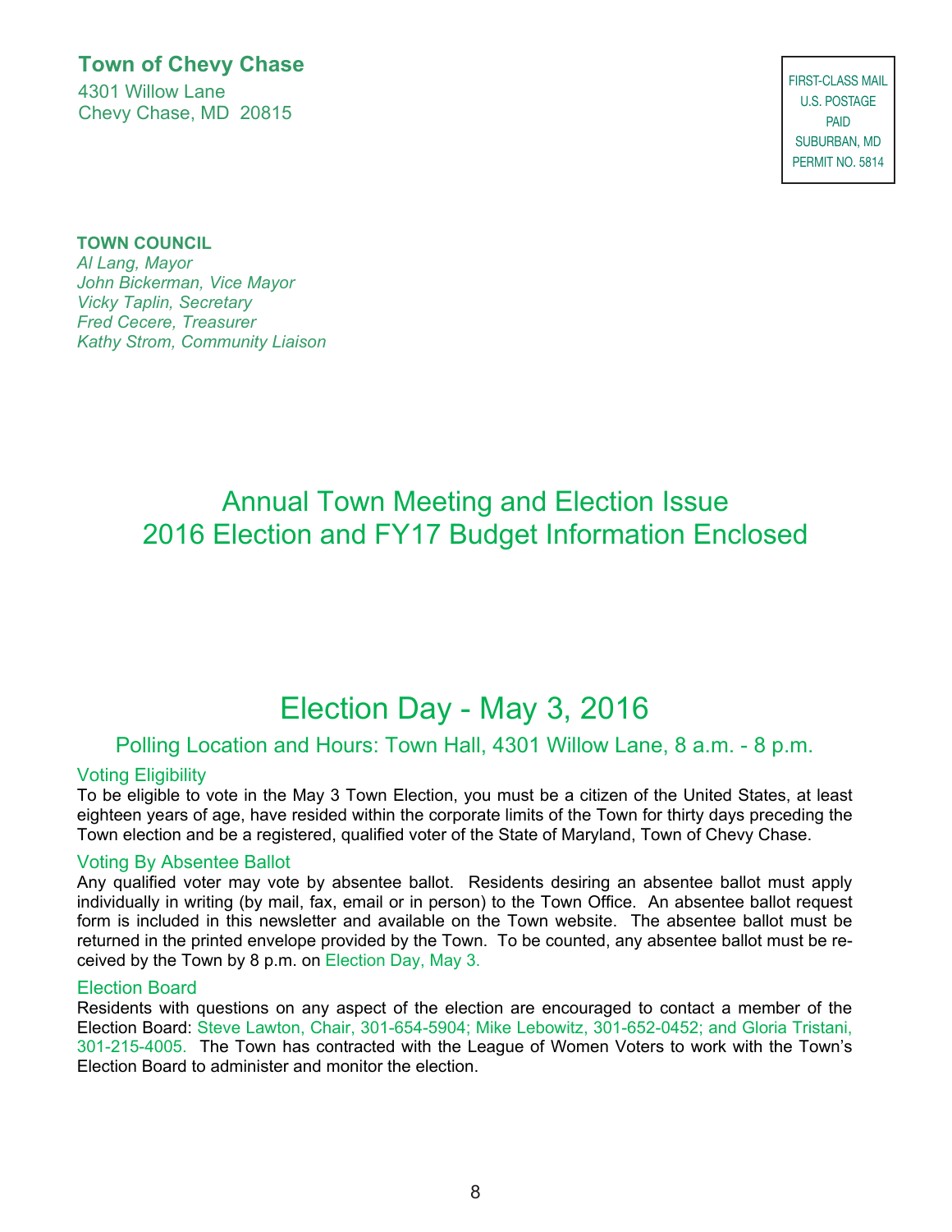**Town of Chevy Chase**
4301 Willow Lane
Chevy Chase, MD 20815

FIRST-CLASS MAIL
U.S. POSTAGE
PAID
SUBURBAN, MD
PERMIT NO. 5814

**TOWN COUNCIL**
*Al Lang, Mayor*
*John Bickerman, Vice Mayor*
*Vicky Taplin, Secretary*
*Fred Cecere, Treasurer*
*Kathy Strom, Community Liaison*

# Annual Town Meeting and Election Issue
# 2016 Election and FY17 Budget Information Enclosed

# Election Day - May 3, 2016

## Polling Location and Hours: Town Hall, 4301 Willow Lane, 8 a.m. - 8 p.m.

### Voting Eligibility

To be eligible to vote in the May 3 Town Election, you must be a citizen of the United States, at least eighteen years of age, have resided within the corporate limits of the Town for thirty days preceding the Town election and be a registered, qualified voter of the State of Maryland, Town of Chevy Chase.

### Voting By Absentee Ballot

Any qualified voter may vote by absentee ballot. Residents desiring an absentee ballot must apply individually in writing (by mail, fax, email or in person) to the Town Office. An absentee ballot request form is included in this newsletter and available on the Town website. The absentee ballot must be returned in the printed envelope provided by the Town. To be counted, any absentee ballot must be received by the Town by 8 p.m. on Election Day, May 3.

### Election Board

Residents with questions on any aspect of the election are encouraged to contact a member of the Election Board: Steve Lawton, Chair, 301-654-5904; Mike Lebowitz, 301-652-0452; and Gloria Tristani, 301-215-4005. The Town has contracted with the League of Women Voters to work with the Town's Election Board to administer and monitor the election.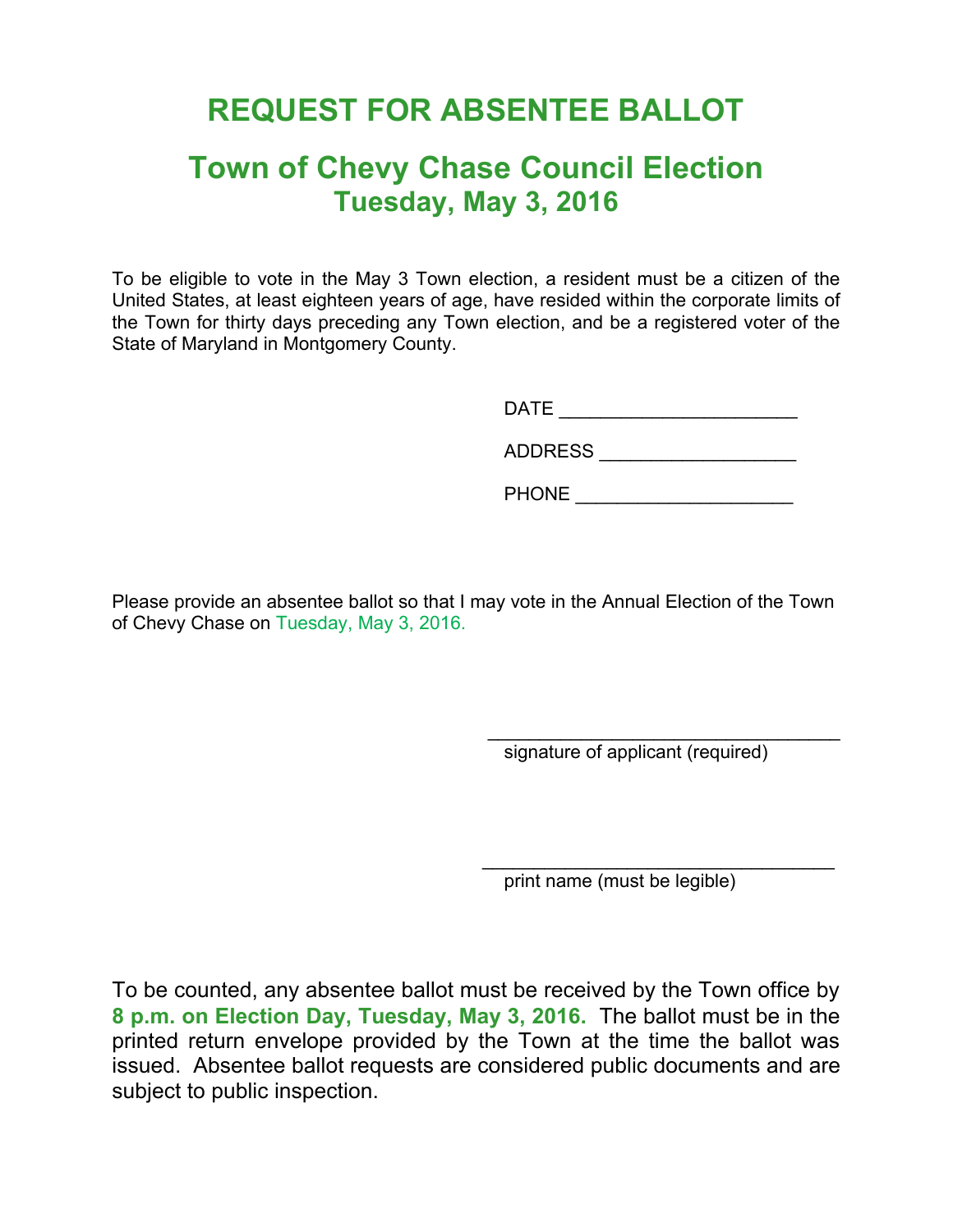# REQUEST FOR ABSENTEE BALLOT

## Town of Chevy Chase Council Election
### Tuesday, May 3, 2016

To be eligible to vote in the May 3 Town election, a resident must be a citizen of the United States, at least eighteen years of age, have resided within the corporate limits of the Town for thirty days preceding any Town election, and be a registered voter of the State of Maryland in Montgomery County.

DATE ______________________

ADDRESS __________________

PHONE ____________________

Please provide an absentee ballot so that I may vote in the Annual Election of the Town of Chevy Chase on Tuesday, May 3, 2016.

_________________________________
signature of applicant (required)

_________________________________
print name (must be legible)

To be counted, any absentee ballot must be received by the Town office by **8 p.m. on Election Day, Tuesday, May 3, 2016.** The ballot must be in the printed return envelope provided by the Town at the time the ballot was issued. Absentee ballot requests are considered public documents and are subject to public inspection.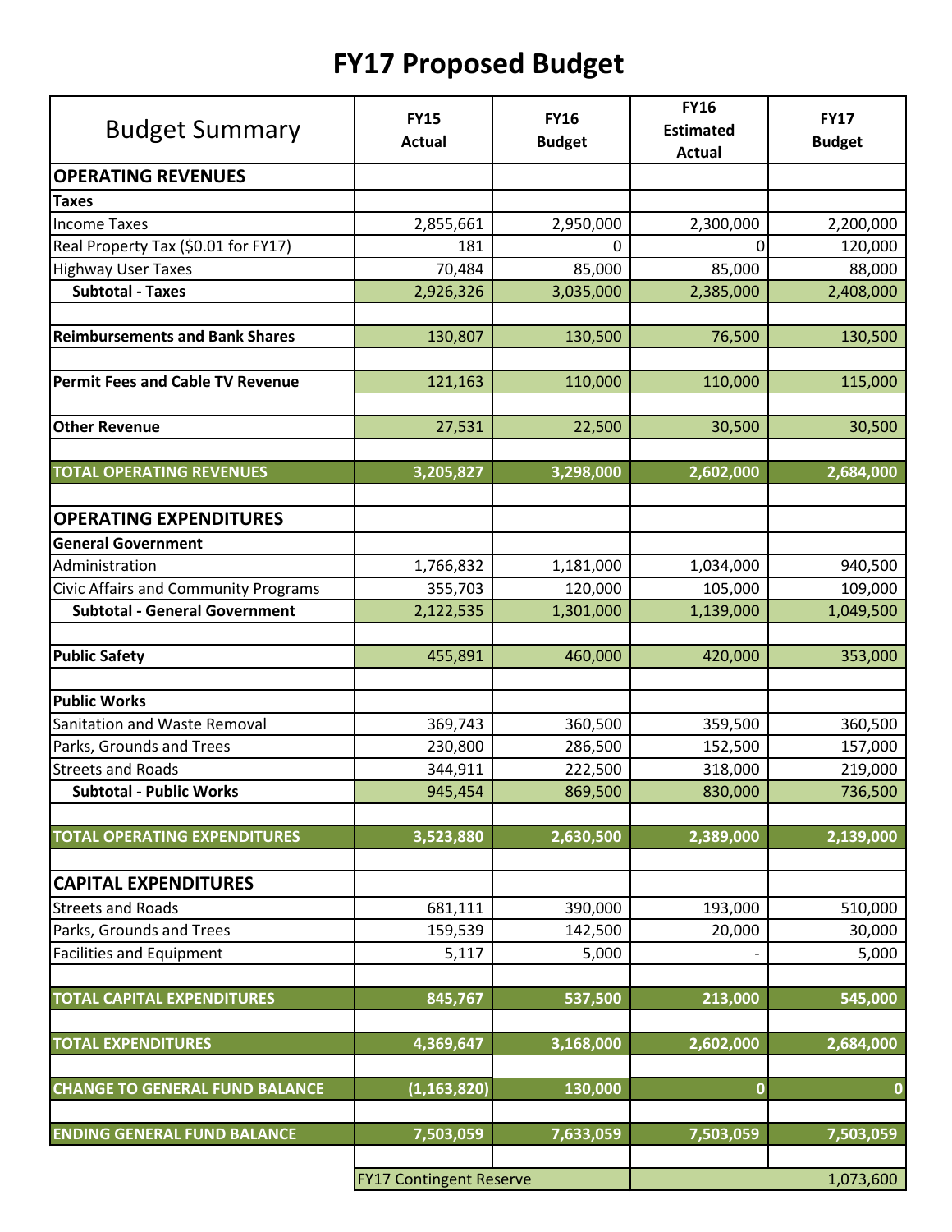# FY17 Proposed Budget

| Budget Summary | FY15 Actual | FY16 Budget | FY16 Estimated Actual | FY17 Budget |
|---|---|---|---|---|
| **OPERATING REVENUES** | | | | |
| **Taxes** | | | | |
| Income Taxes | 2,855,661 | 2,950,000 | 2,300,000 | 2,200,000 |
| Real Property Tax ($0.01 for FY17) | 181 | 0 | 0 | 120,000 |
| Highway User Taxes | 70,484 | 85,000 | 85,000 | 88,000 |
| **Subtotal - Taxes** | 2,926,326 | 3,035,000 | 2,385,000 | 2,408,000 |
| | | | | |
| **Reimbursements and Bank Shares** | 130,807 | 130,500 | 76,500 | 130,500 |
| | | | | |
| **Permit Fees and Cable TV Revenue** | 121,163 | 110,000 | 110,000 | 115,000 |
| | | | | |
| **Other Revenue** | 27,531 | 22,500 | 30,500 | 30,500 |
| | | | | |
| **TOTAL OPERATING REVENUES** | **3,205,827** | **3,298,000** | **2,602,000** | **2,684,000** |
| | | | | |
| **OPERATING EXPENDITURES** | | | | |
| **General Government** | | | | |
| Administration | 1,766,832 | 1,181,000 | 1,034,000 | 940,500 |
| Civic Affairs and Community Programs | 355,703 | 120,000 | 105,000 | 109,000 |
| **Subtotal - General Government** | 2,122,535 | 1,301,000 | 1,139,000 | 1,049,500 |
| | | | | |
| **Public Safety** | 455,891 | 460,000 | 420,000 | 353,000 |
| | | | | |
| **Public Works** | | | | |
| Sanitation and Waste Removal | 369,743 | 360,500 | 359,500 | 360,500 |
| Parks, Grounds and Trees | 230,800 | 286,500 | 152,500 | 157,000 |
| Streets and Roads | 344,911 | 222,500 | 318,000 | 219,000 |
| **Subtotal - Public Works** | 945,454 | 869,500 | 830,000 | 736,500 |
| | | | | |
| **TOTAL OPERATING EXPENDITURES** | **3,523,880** | **2,630,500** | **2,389,000** | **2,139,000** |
| | | | | |
| **CAPITAL EXPENDITURES** | | | | |
| Streets and Roads | 681,111 | 390,000 | 193,000 | 510,000 |
| Parks, Grounds and Trees | 159,539 | 142,500 | 20,000 | 30,000 |
| Facilities and Equipment | 5,117 | 5,000 | - | 5,000 |
| | | | | |
| **TOTAL CAPITAL EXPENDITURES** | **845,767** | **537,500** | **213,000** | **545,000** |
| | | | | |
| **TOTAL EXPENDITURES** | **4,369,647** | **3,168,000** | **2,602,000** | **2,684,000** |
| | | | | |
| **CHANGE TO GENERAL FUND BALANCE** | **(1,163,820)** | **130,000** | **0** | **0** |
| | | | | |
| **ENDING GENERAL FUND BALANCE** | **7,503,059** | **7,633,059** | **7,503,059** | **7,503,059** |
| | | | | |
| | FY17 Contingent Reserve | | | 1,073,600 |